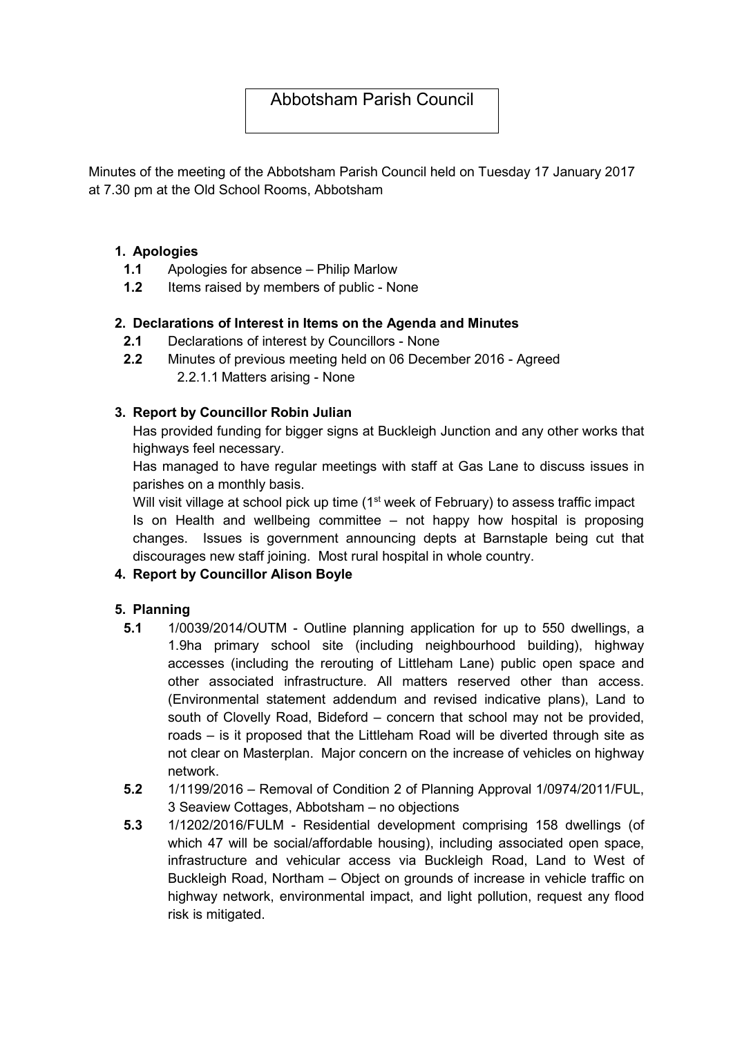# Abbotsham Parish Council

Minutes of the meeting of the Abbotsham Parish Council held on Tuesday 17 January 2017 at 7.30 pm at the Old School Rooms, Abbotsham

1. **Apologies**
   - **1.1** Apologies for absence – Philip Marlow
   - **1.2** Items raised by members of public - None

2. **Declarations of Interest in Items on the Agenda and Minutes**
   - **2.1** Declarations of interest by Councillors - None
   - **2.2** Minutes of previous meeting held on 06 December 2016 - Agreed
     - 2.2.1.1 Matters arising - None

3. **Report by Councillor Robin Julian**

   Has provided funding for bigger signs at Buckleigh Junction and any other works that highways feel necessary.

   Has managed to have regular meetings with staff at Gas Lane to discuss issues in parishes on a monthly basis.

   Will visit village at school pick up time (1st week of February) to assess traffic impact

   Is on Health and wellbeing committee – not happy how hospital is proposing changes. Issues is government announcing depts at Barnstaple being cut that discourages new staff joining. Most rural hospital in whole country.

4. **Report by Councillor Alison Boyle**

5. **Planning**
   - **5.1** 1/0039/2014/OUTM - Outline planning application for up to 550 dwellings, a 1.9ha primary school site (including neighbourhood building), highway accesses (including the rerouting of Littleham Lane) public open space and other associated infrastructure. All matters reserved other than access. (Environmental statement addendum and revised indicative plans), Land to south of Clovelly Road, Bideford – concern that school may not be provided, roads – is it proposed that the Littleham Road will be diverted through site as not clear on Masterplan. Major concern on the increase of vehicles on highway network.
   - **5.2** 1/1199/2016 – Removal of Condition 2 of Planning Approval 1/0974/2011/FUL, 3 Seaview Cottages, Abbotsham – no objections
   - **5.3** 1/1202/2016/FULM - Residential development comprising 158 dwellings (of which 47 will be social/affordable housing), including associated open space, infrastructure and vehicular access via Buckleigh Road, Land to West of Buckleigh Road, Northam – Object on grounds of increase in vehicle traffic on highway network, environmental impact, and light pollution, request any flood risk is mitigated.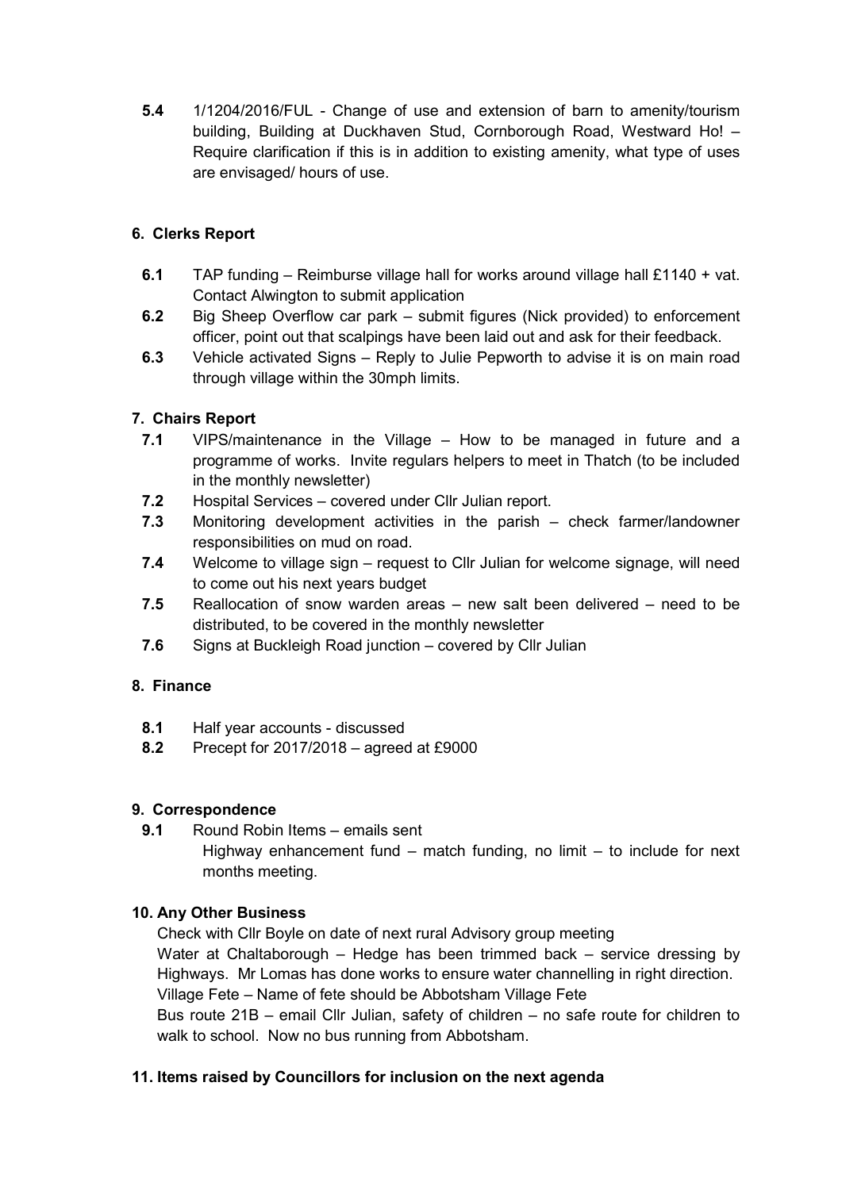**5.4** 1/1204/2016/FUL - Change of use and extension of barn to amenity/tourism building, Building at Duckhaven Stud, Cornborough Road, Westward Ho! – Require clarification if this is in addition to existing amenity, what type of uses are envisaged/ hours of use.

## 6. Clerks Report

**6.1** TAP funding – Reimburse village hall for works around village hall £1140 + vat. Contact Alwington to submit application

**6.2** Big Sheep Overflow car park – submit figures (Nick provided) to enforcement officer, point out that scalpings have been laid out and ask for their feedback.

**6.3** Vehicle activated Signs – Reply to Julie Pepworth to advise it is on main road through village within the 30mph limits.

## 7. Chairs Report

**7.1** VIPS/maintenance in the Village – How to be managed in future and a programme of works. Invite regulars helpers to meet in Thatch (to be included in the monthly newsletter)

**7.2** Hospital Services – covered under Cllr Julian report.

**7.3** Monitoring development activities in the parish – check farmer/landowner responsibilities on mud on road.

**7.4** Welcome to village sign – request to Cllr Julian for welcome signage, will need to come out his next years budget

**7.5** Reallocation of snow warden areas – new salt been delivered – need to be distributed, to be covered in the monthly newsletter

**7.6** Signs at Buckleigh Road junction – covered by Cllr Julian

## 8. Finance

**8.1** Half year accounts - discussed

**8.2** Precept for 2017/2018 – agreed at £9000

## 9. Correspondence

**9.1** Round Robin Items – emails sent

Highway enhancement fund – match funding, no limit – to include for next months meeting.

## 10. Any Other Business

Check with Cllr Boyle on date of next rural Advisory group meeting

Water at Chaltaborough – Hedge has been trimmed back – service dressing by Highways. Mr Lomas has done works to ensure water channelling in right direction.

Village Fete – Name of fete should be Abbotsham Village Fete

Bus route 21B – email Cllr Julian, safety of children – no safe route for children to walk to school. Now no bus running from Abbotsham.

## 11. Items raised by Councillors for inclusion on the next agenda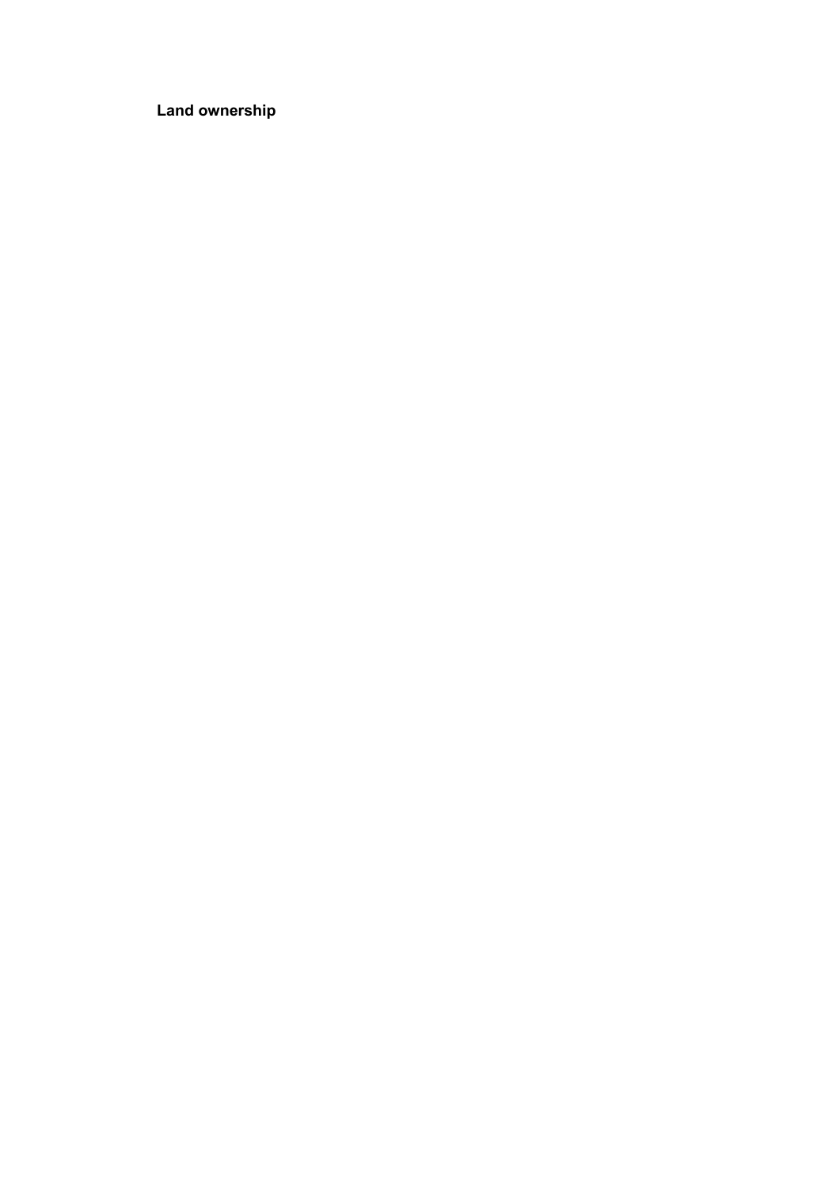**Land ownership**